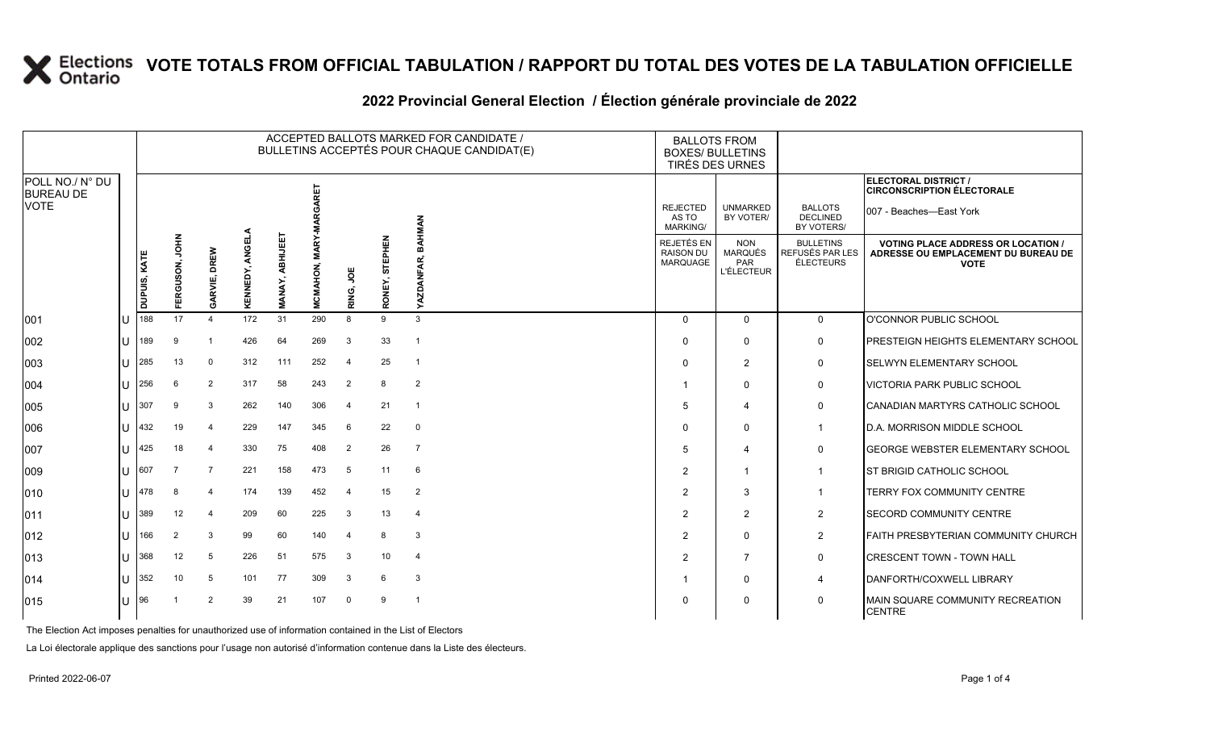# VOTE TOTALS FROM OFFICIAL TABULATION / RAPPORT DU TOTAL DES VOTES DE LA TABULATION OFFICIELLE

## 2022 Provincial General Election / Élection générale provinciale de 2022

ELECTORAL DISTRICT / CIRCONSCRIPTION ÉLECTORALE: 007 - Beaches—East York

| POLL NO./ N° DU BUREAU DE VOTE | | ACCEPTED BALLOTS MARKED FOR CANDIDATE / BULLETINS ACCEPTÉS POUR CHAQUE CANDIDAT(E) | | | | | | | | | BALLOTS FROM BOXES/ BULLETINS TIRÉS DES URNES | | | |
|---|---|---|---|---|---|---|---|---|---|---|---|---|---|---|
| | | DUPUIS, KATE | FERGUSON, JOHN | GARVIE, DREW | KENNEDY, ANGELA | MANAY, ABHIJEET | MCMAHON, MARY-MARGARET | RING, JOE | RONEY, STEPHEN | YAZDANFAR, BAHMAN | REJECTED AS TO MARKING/ REJETÉS EN RAISON DU MARQUAGE | UNMARKED BY VOTER/ NON MARQUÉS PAR L'ÉLECTEUR | BALLOTS DECLINED BY VOTERS/ BULLETINS REFUSÉS PAR LES ÉLECTEURS | VOTING PLACE ADDRESS OR LOCATION / ADRESSE OU EMPLACEMENT DU BUREAU DE VOTE |
| 001 | U | 188 | 17 | 4 | 172 | 31 | 290 | 8 | 9 | 3 | 0 | 0 | 0 | O'CONNOR PUBLIC SCHOOL |
| 002 | U | 189 | 9 | 1 | 426 | 64 | 269 | 3 | 33 | 1 | 0 | 0 | 0 | PRESTEIGN HEIGHTS ELEMENTARY SCHOOL |
| 003 | U | 285 | 13 | 0 | 312 | 111 | 252 | 4 | 25 | 1 | 0 | 2 | 0 | SELWYN ELEMENTARY SCHOOL |
| 004 | U | 256 | 6 | 2 | 317 | 58 | 243 | 2 | 8 | 2 | 1 | 0 | 0 | VICTORIA PARK PUBLIC SCHOOL |
| 005 | U | 307 | 9 | 3 | 262 | 140 | 306 | 4 | 21 | 1 | 5 | 4 | 0 | CANADIAN MARTYRS CATHOLIC SCHOOL |
| 006 | U | 432 | 19 | 4 | 229 | 147 | 345 | 6 | 22 | 0 | 0 | 0 | 1 | D.A. MORRISON MIDDLE SCHOOL |
| 007 | U | 425 | 18 | 4 | 330 | 75 | 408 | 2 | 26 | 7 | 5 | 4 | 0 | GEORGE WEBSTER ELEMENTARY SCHOOL |
| 009 | U | 607 | 7 | 7 | 221 | 158 | 473 | 5 | 11 | 6 | 2 | 1 | 1 | ST BRIGID CATHOLIC SCHOOL |
| 010 | U | 478 | 8 | 4 | 174 | 139 | 452 | 4 | 15 | 2 | 2 | 3 | 1 | TERRY FOX COMMUNITY CENTRE |
| 011 | U | 389 | 12 | 4 | 209 | 60 | 225 | 3 | 13 | 4 | 2 | 2 | 2 | SECORD COMMUNITY CENTRE |
| 012 | U | 166 | 2 | 3 | 99 | 60 | 140 | 4 | 8 | 3 | 2 | 0 | 2 | FAITH PRESBYTERIAN COMMUNITY CHURCH |
| 013 | U | 368 | 12 | 5 | 226 | 51 | 575 | 3 | 10 | 4 | 2 | 7 | 0 | CRESCENT TOWN - TOWN HALL |
| 014 | U | 352 | 10 | 5 | 101 | 77 | 309 | 3 | 6 | 3 | 1 | 0 | 4 | DANFORTH/COXWELL LIBRARY |
| 015 | U | 96 | 1 | 2 | 39 | 21 | 107 | 0 | 9 | 1 | 0 | 0 | 0 | MAIN SQUARE COMMUNITY RECREATION CENTRE |

The Election Act imposes penalties for unauthorized use of information contained in the List of Electors

La Loi électorale applique des sanctions pour l'usage non autorisé d'information contenue dans la Liste des électeurs.

Printed 2022-06-07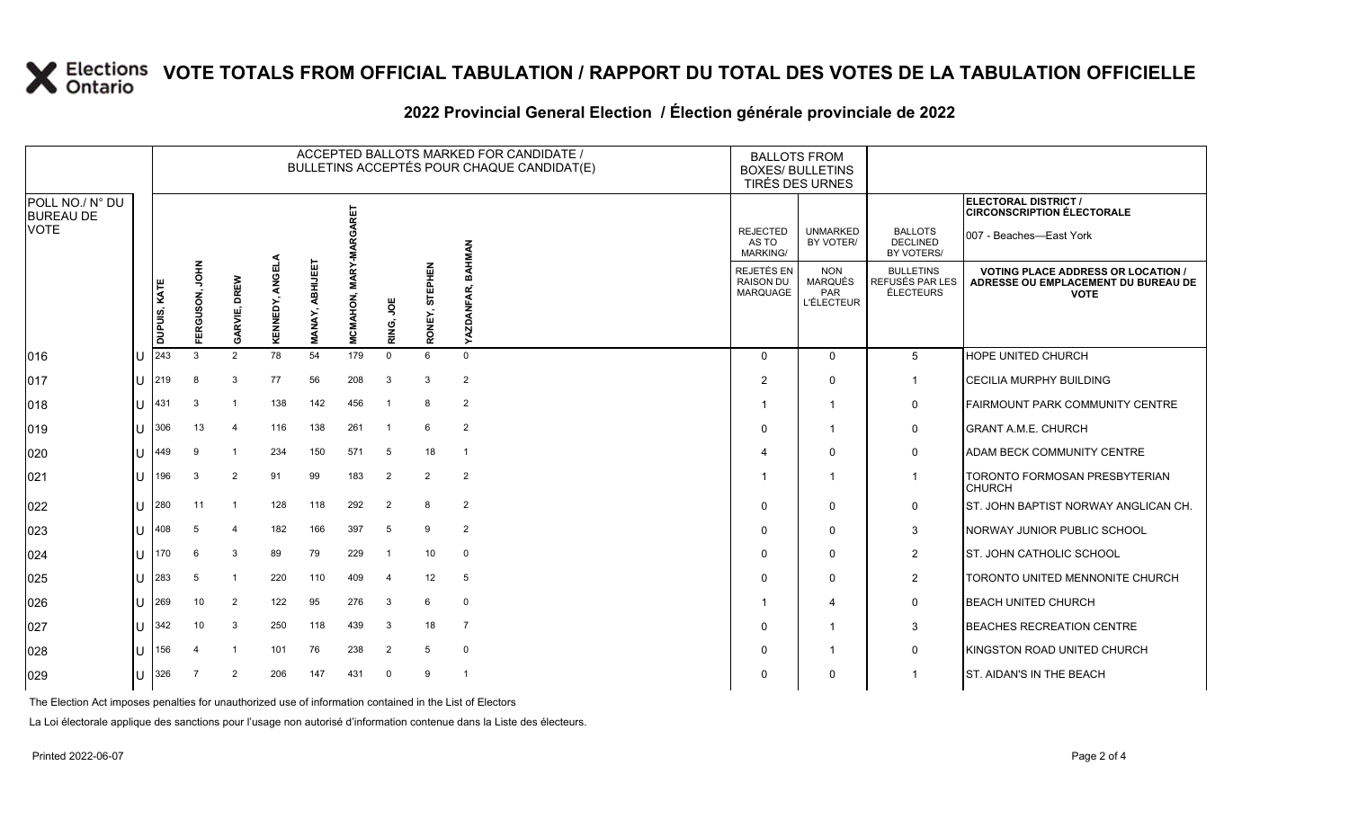# VOTE TOTALS FROM OFFICIAL TABULATION / RAPPORT DU TOTAL DES VOTES DE LA TABULATION OFFICIELLE

## 2022 Provincial General Election / Élection générale provinciale de 2022

ELECTORAL DISTRICT / CIRCONSCRIPTION ÉLECTORALE: 007 - Beaches—East York

| POLL NO./ N° DU BUREAU DE VOTE | | DUPUIS, KATE | FERGUSON, JOHN | GARVIE, DREW | KENNEDY, ANGELA | MANAY, ABHIJEET | MCMAHON, MARY-MARGARET | RING, JOE | RONEY, STEPHEN | YAZDANFAR, BAHMAN | REJECTED AS TO MARKING/ REJETÉS EN RAISON DU MARQUAGE | UNMARKED BY VOTER/ NON MARQUÉS PAR L'ÉLECTEUR | BALLOTS DECLINED BY VOTERS/ BULLETINS REFUSÉS PAR LES ÉLECTEURS | VOTING PLACE ADDRESS OR LOCATION / ADRESSE OU EMPLACEMENT DU BUREAU DE VOTE |
|---|---|---|---|---|---|---|---|---|---|---|---|---|---|---|
| 016 | U | 243 | 3 | 2 | 78 | 54 | 179 | 0 | 6 | 0 | 0 | 0 | 5 | HOPE UNITED CHURCH |
| 017 | U | 219 | 8 | 3 | 77 | 56 | 208 | 3 | 3 | 2 | 2 | 0 | 1 | CECILIA MURPHY BUILDING |
| 018 | U | 431 | 3 | 1 | 138 | 142 | 456 | 1 | 8 | 2 | 1 | 1 | 0 | FAIRMOUNT PARK COMMUNITY CENTRE |
| 019 | U | 306 | 13 | 4 | 116 | 138 | 261 | 1 | 6 | 2 | 0 | 1 | 0 | GRANT A.M.E. CHURCH |
| 020 | U | 449 | 9 | 1 | 234 | 150 | 571 | 5 | 18 | 1 | 4 | 0 | 0 | ADAM BECK COMMUNITY CENTRE |
| 021 | U | 196 | 3 | 2 | 91 | 99 | 183 | 2 | 2 | 2 | 1 | 1 | 1 | TORONTO FORMOSAN PRESBYTERIAN CHURCH |
| 022 | U | 280 | 11 | 1 | 128 | 118 | 292 | 2 | 8 | 2 | 0 | 0 | 0 | ST. JOHN BAPTIST NORWAY ANGLICAN CH. |
| 023 | U | 408 | 5 | 4 | 182 | 166 | 397 | 5 | 9 | 2 | 0 | 0 | 3 | NORWAY JUNIOR PUBLIC SCHOOL |
| 024 | U | 170 | 6 | 3 | 89 | 79 | 229 | 1 | 10 | 0 | 0 | 0 | 2 | ST. JOHN CATHOLIC SCHOOL |
| 025 | U | 283 | 5 | 1 | 220 | 110 | 409 | 4 | 12 | 5 | 0 | 0 | 2 | TORONTO UNITED MENNONITE CHURCH |
| 026 | U | 269 | 10 | 2 | 122 | 95 | 276 | 3 | 6 | 0 | 1 | 4 | 0 | BEACH UNITED CHURCH |
| 027 | U | 342 | 10 | 3 | 250 | 118 | 439 | 3 | 18 | 7 | 0 | 1 | 3 | BEACHES RECREATION CENTRE |
| 028 | U | 156 | 4 | 1 | 101 | 76 | 238 | 2 | 5 | 0 | 0 | 1 | 0 | KINGSTON ROAD UNITED CHURCH |
| 029 | U | 326 | 7 | 2 | 206 | 147 | 431 | 0 | 9 | 1 | 0 | 0 | 1 | ST. AIDAN'S IN THE BEACH |

The Election Act imposes penalties for unauthorized use of information contained in the List of Electors

La Loi électorale applique des sanctions pour l'usage non autorisé d'information contenue dans la Liste des électeurs.

Printed 2022-06-07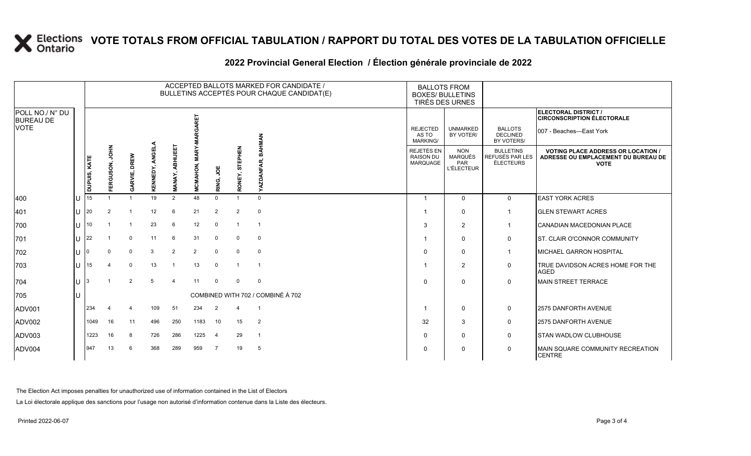# VOTE TOTALS FROM OFFICIAL TABULATION / RAPPORT DU TOTAL DES VOTES DE LA TABULATION OFFICIELLE

## 2022 Provincial General Election / Élection générale provinciale de 2022

| POLL NO./ N° DU BUREAU DE VOTE | | ACCEPTED BALLOTS MARKED FOR CANDIDATE / BULLETINS ACCEPTÉS POUR CHAQUE CANDIDAT(E) | | | | | | | | | BALLOTS FROM BOXES/ BULLETINS TIRÉS DES URNES | | | ELECTORAL DISTRICT / CIRCONSCRIPTION ÉLECTORALE 007 - Beaches—East York |
|---|---|---|---|---|---|---|---|---|---|---|---|---|---|---|
| | | DUPUIS, KATE | FERGUSON, JOHN | GARVIE, DREW | KENNEDY, ANGELA | MANAY, ABHIJEET | MCMAHON, MARY-MARGARET | RING, JOE | RONEY, STEPHEN | YAZDANFAR, BAHMAN | REJECTED AS TO MARKING/ REJETÉS EN RAISON DU MARQUAGE | UNMARKED BY VOTER/ NON MARQUÉS PAR L'ÉLECTEUR | BALLOTS DECLINED BY VOTERS/ BULLETINS REFUSÉS PAR LES ÉLECTEURS | VOTING PLACE ADDRESS OR LOCATION / ADRESSE OU EMPLACEMENT DU BUREAU DE VOTE |
| 400 | U | 15 | 1 | 1 | 19 | 2 | 48 | 0 | 1 | 0 | 1 | 0 | 0 | EAST YORK ACRES |
| 401 | U | 20 | 2 | 1 | 12 | 6 | 21 | 2 | 2 | 0 | 1 | 0 | 1 | GLEN STEWART ACRES |
| 700 | U | 10 | 1 | 1 | 23 | 6 | 12 | 0 | 1 | 1 | 3 | 2 | 1 | CANADIAN MACEDONIAN PLACE |
| 701 | U | 22 | 1 | 0 | 11 | 6 | 31 | 0 | 0 | 0 | 1 | 0 | 0 | ST. CLAIR O'CONNOR COMMUNITY |
| 702 | U | 0 | 0 | 0 | 3 | 2 | 2 | 0 | 0 | 0 | 0 | 0 | 1 | MICHAEL GARRON HOSPITAL |
| 703 | U | 15 | 4 | 0 | 13 | 1 | 13 | 0 | 1 | 1 | 1 | 2 | 0 | TRUE DAVIDSON ACRES HOME FOR THE AGED |
| 704 | U | 3 | 1 | 2 | 5 | 4 | 11 | 0 | 0 | 0 | 0 | 0 | 0 | MAIN STREET TERRACE |
| 705 | U | COMBINED WITH 702 / COMBINÉ À 702 | | | | | | | | | | | | |
| ADV001 | | 234 | 4 | 4 | 109 | 51 | 234 | 2 | 4 | 1 | 1 | 0 | 0 | 2575 DANFORTH AVENUE |
| ADV002 | | 1049 | 16 | 11 | 496 | 250 | 1183 | 10 | 15 | 2 | 32 | 3 | 0 | 2575 DANFORTH AVENUE |
| ADV003 | | 1223 | 16 | 8 | 726 | 286 | 1225 | 4 | 29 | 1 | 0 | 0 | 0 | STAN WADLOW CLUBHOUSE |
| ADV004 | | 947 | 13 | 6 | 368 | 289 | 959 | 7 | 19 | 5 | 0 | 0 | 0 | MAIN SQUARE COMMUNITY RECREATION CENTRE |

The Election Act imposes penalties for unauthorized use of information contained in the List of Electors

La Loi électorale applique des sanctions pour l'usage non autorisé d'information contenue dans la Liste des électeurs.

Printed 2022-06-07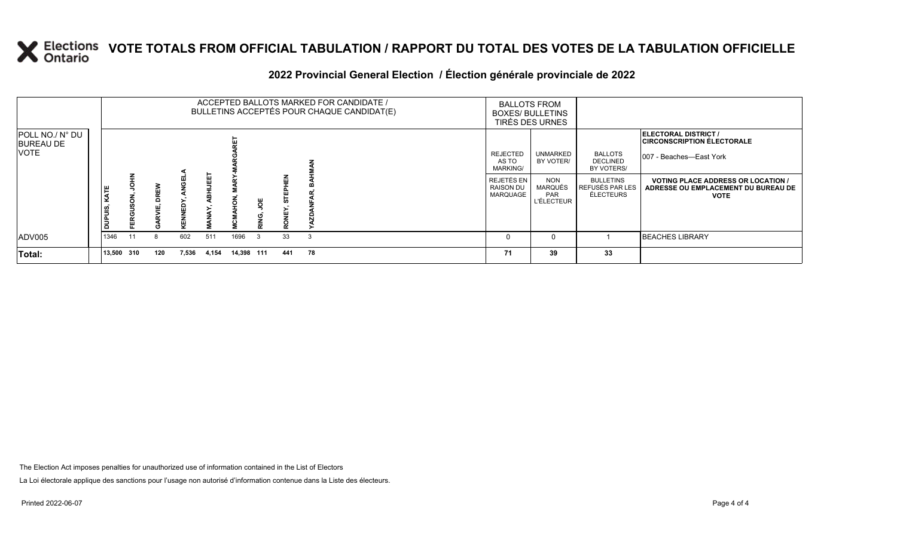# VOTE TOTALS FROM OFFICIAL TABULATION / RAPPORT DU TOTAL DES VOTES DE LA TABULATION OFFICIELLE

## 2022 Provincial General Election / Élection générale provinciale de 2022

| POLL NO./ N° DU BUREAU DE VOTE | ACCEPTED BALLOTS MARKED FOR CANDIDATE / BULLETINS ACCEPTÉS POUR CHAQUE CANDIDAT(E) | | | | | | | | | BALLOTS FROM BOXES/ BULLETINS TIRÉS DES URNES | | | ELECTORAL DISTRICT / CIRCONSCRIPTION ÉLECTORALE 007 - Beaches—East York |
|---|---|---|---|---|---|---|---|---|---|---|---|---|---|
| | DUPUIS, KATE | FERGUSON, JOHN | GARVIE, DREW | KENNEDY, ANGELA | MANAY, ABHIJEET | MCMAHON, MARY-MARGARET | RING, JOE | RONEY, STEPHEN | YAZDANFAR, BAHMAN | REJECTED AS TO MARKING/ REJETÉS EN RAISON DU MARQUAGE | UNMARKED BY VOTER/ NON MARQUÉS PAR L'ÉLECTEUR | BALLOTS DECLINED BY VOTERS/ BULLETINS REFUSÉS PAR LES ÉLECTEURS | VOTING PLACE ADDRESS OR LOCATION / ADRESSE OU EMPLACEMENT DU BUREAU DE VOTE |
| ADV005 | 1346 | 11 | 8 | 602 | 511 | 1696 | 3 | 33 | 3 | 0 | 0 | 1 | BEACHES LIBRARY |
| **Total:** | **13,500** | **310** | **120** | **7,536** | **4,154** | **14,398** | **111** | **441** | **78** | **71** | **39** | **33** | |

The Election Act imposes penalties for unauthorized use of information contained in the List of Electors

La Loi électorale applique des sanctions pour l'usage non autorisé d'information contenue dans la Liste des électeurs.

Printed 2022-06-07